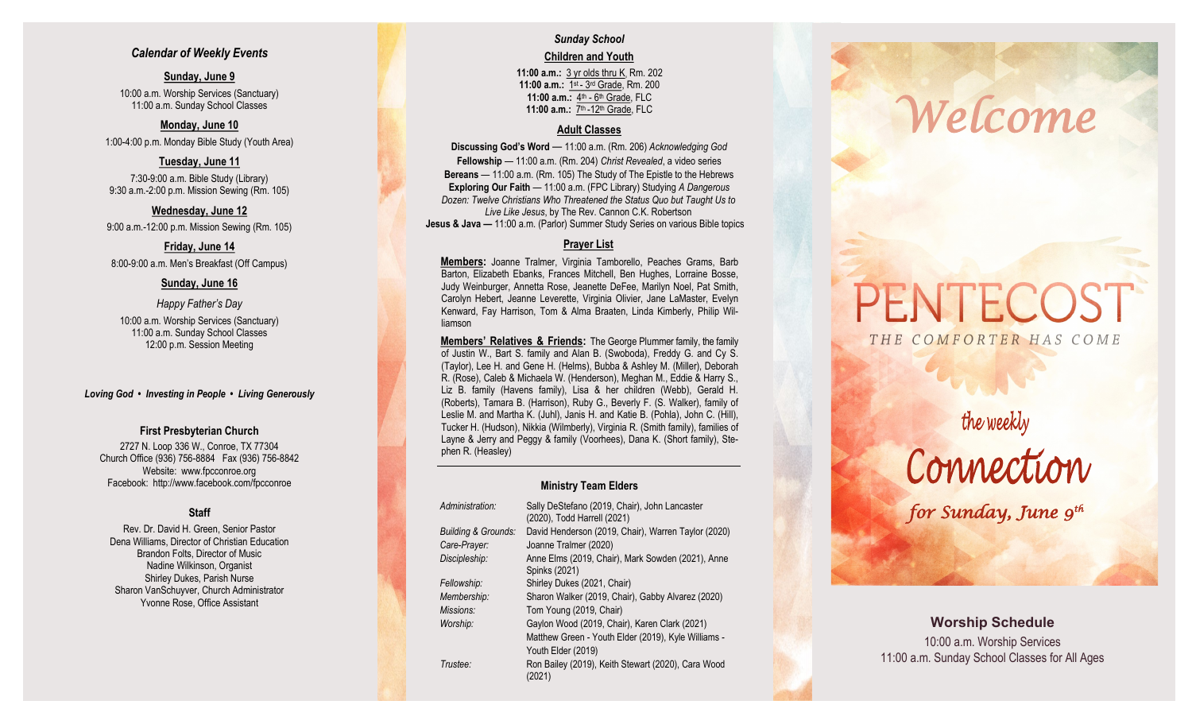## *Calendar of Weekly Events*

**Sunday, June 9**

10:00 a.m. Worship Services (Sanctuary)
11:00 a.m. Sunday School Classes

**Monday, June 10**

1:00-4:00 p.m. Monday Bible Study (Youth Area)

**Tuesday, June 11**

7:30-9:00 a.m. Bible Study (Library)
9:30 a.m.-2:00 p.m. Mission Sewing (Rm. 105)

**Wednesday, June 12**

9:00 a.m.-12:00 p.m. Mission Sewing (Rm. 105)

**Friday, June 14**

8:00-9:00 a.m. Men's Breakfast (Off Campus)

**Sunday, June 16**

*Happy Father's Day*

10:00 a.m. Worship Services (Sanctuary)
11:00 a.m. Sunday School Classes
12:00 p.m. Session Meeting

*Loving God • Investing in People • Living Generously*

### First Presbyterian Church

2727 N. Loop 336 W., Conroe, TX 77304
Church Office (936) 756-8884 Fax (936) 756-8842
Website: www.fpcconroe.org
Facebook: http://www.facebook.com/fpcconroe

### Staff

Rev. Dr. David H. Green, Senior Pastor
Dena Williams, Director of Christian Education
Brandon Folts, Director of Music
Nadine Wilkinson, Organist
Shirley Dukes, Parish Nurse
Sharon VanSchuyver, Church Administrator
Yvonne Rose, Office Assistant

## *Sunday School*

### Children and Youth

**11:00 a.m.:** 3 yr olds thru K, Rm. 202
**11:00 a.m.:** 1st - 3rd Grade, Rm. 200
**11:00 a.m.:** 4th - 6th Grade, FLC
**11:00 a.m.:** 7th -12th Grade, FLC

### Adult Classes

**Discussing God's Word** — 11:00 a.m. (Rm. 206) *Acknowledging God*
**Fellowship** — 11:00 a.m. (Rm. 204) *Christ Revealed*, a video series
**Bereans** — 11:00 a.m. (Rm. 105) The Study of The Epistle to the Hebrews
**Exploring Our Faith** — 11:00 a.m. (FPC Library) Studying *A Dangerous Dozen: Twelve Christians Who Threatened the Status Quo but Taught Us to Live Like Jesus*, by The Rev. Cannon C.K. Robertson
**Jesus & Java —** 11:00 a.m. (Parlor) Summer Study Series on various Bible topics

### Prayer List

**Members:** Joanne Tralmer, Virginia Tamborello, Peaches Grams, Barb Barton, Elizabeth Ebanks, Frances Mitchell, Ben Hughes, Lorraine Bosse, Judy Weinburger, Annetta Rose, Jeanette DeFee, Marilyn Noel, Pat Smith, Carolyn Hebert, Jeanne Leverette, Virginia Olivier, Jane LaMaster, Evelyn Kenward, Fay Harrison, Tom & Alma Braaten, Linda Kimberly, Philip Williamson

**Members' Relatives & Friends:** The George Plummer family, the family of Justin W., Bart S. family and Alan B. (Swoboda), Freddy G. and Cy S. (Taylor), Lee H. and Gene H. (Helms), Bubba & Ashley M. (Miller), Deborah R. (Rose), Caleb & Michaela W. (Henderson), Meghan M., Eddie & Harry S., Liz B. family (Havens family), Lisa & her children (Webb), Gerald H. (Roberts), Tamara B. (Harrison), Ruby G., Beverly F. (S. Walker), family of Leslie M. and Martha K. (Juhl), Janis H. and Katie B. (Pohla), John C. (Hill), Tucker H. (Hudson), Nikkia (Wilmberly), Virginia R. (Smith family), families of Layne & Jerry and Peggy & family (Voorhees), Dana K. (Short family), Stephen R. (Heasley)

### Ministry Team Elders

| | |
|---|---|
| *Administration:* | Sally DeStefano (2019, Chair), John Lancaster (2020), Todd Harrell (2021) |
| *Building & Grounds:* | David Henderson (2019, Chair), Warren Taylor (2020) |
| *Care-Prayer:* | Joanne Tralmer (2020) |
| *Discipleship:* | Anne Elms (2019, Chair), Mark Sowden (2021), Anne Spinks (2021) |
| *Fellowship:* | Shirley Dukes (2021, Chair) |
| *Membership:* | Sharon Walker (2019, Chair), Gabby Alvarez (2020) |
| *Missions:* | Tom Young (2019, Chair) |
| *Worship:* | Gaylon Wood (2019, Chair), Karen Clark (2021) |
| | Matthew Green - Youth Elder (2019), Kyle Williams - Youth Elder (2019) |
| *Trustee:* | Ron Bailey (2019), Keith Stewart (2020), Cara Wood (2021) |

# Welcome

# PENTECOST

THE COMFORTER HAS COME

## the weekly Connection

*for Sunday, June 9th*

### Worship Schedule

10:00 a.m. Worship Services
11:00 a.m. Sunday School Classes for All Ages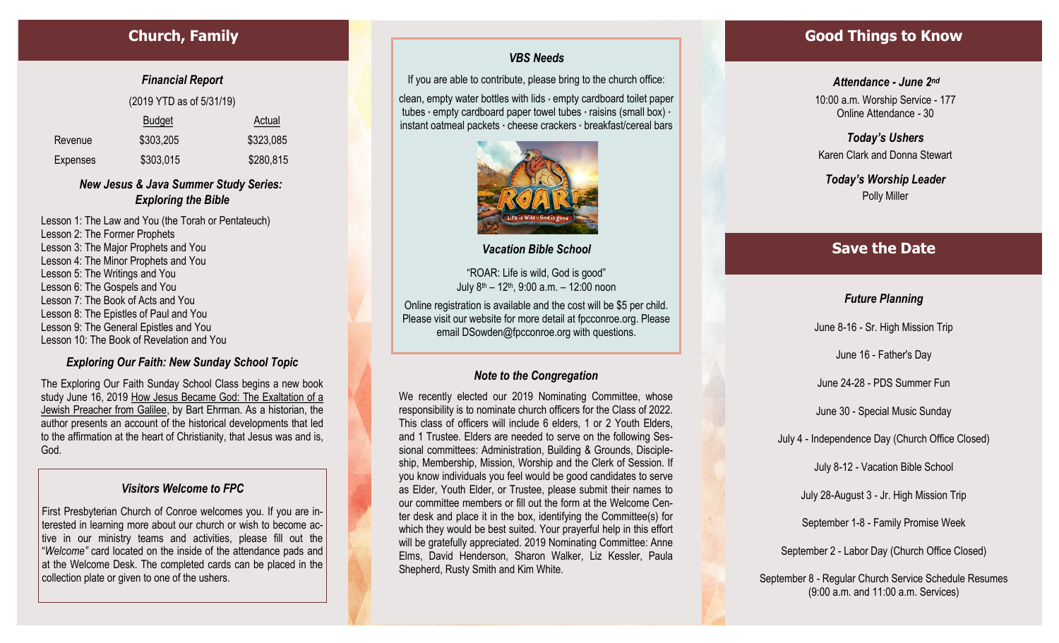## Church, Family

### *Financial Report*

(2019 YTD as of 5/31/19)

| | Budget | Actual |
|---|---|---|
| Revenue | $303,205 | $323,085 |
| Expenses | $303,015 | $280,815 |

### *New Jesus & Java Summer Study Series: Exploring the Bible*

Lesson 1: The Law and You (the Torah or Pentateuch)
Lesson 2: The Former Prophets
Lesson 3: The Major Prophets and You
Lesson 4: The Minor Prophets and You
Lesson 5: The Writings and You
Lesson 6: The Gospels and You
Lesson 7: The Book of Acts and You
Lesson 8: The Epistles of Paul and You
Lesson 9: The General Epistles and You
Lesson 10: The Book of Revelation and You

### *Exploring Our Faith: New Sunday School Topic*

The Exploring Our Faith Sunday School Class begins a new book study June 16, 2019 How Jesus Became God: The Exaltation of a Jewish Preacher from Galilee, by Bart Ehrman. As a historian, the author presents an account of the historical developments that led to the affirmation at the heart of Christianity, that Jesus was and is, God.

### *Visitors Welcome to FPC*

First Presbyterian Church of Conroe welcomes you. If you are interested in learning more about our church or wish to become active in our ministry teams and activities, please fill out the "*Welcome"* card located on the inside of the attendance pads and at the Welcome Desk. The completed cards can be placed in the collection plate or given to one of the ushers.

### *VBS Needs*

If you are able to contribute, please bring to the church office:

clean, empty water bottles with lids • empty cardboard toilet paper tubes • empty cardboard paper towel tubes • raisins (small box) • instant oatmeal packets • cheese crackers • breakfast/cereal bars

### *Vacation Bible School*

"ROAR: Life is wild, God is good"
July 8th – 12th, 9:00 a.m. – 12:00 noon

Online registration is available and the cost will be $5 per child. Please visit our website for more detail at fpcconroe.org. Please email DSowden@fpcconroe.org with questions.

### *Note to the Congregation*

We recently elected our 2019 Nominating Committee, whose responsibility is to nominate church officers for the Class of 2022. This class of officers will include 6 elders, 1 or 2 Youth Elders, and 1 Trustee. Elders are needed to serve on the following Sessional committees: Administration, Building & Grounds, Discipleship, Membership, Mission, Worship and the Clerk of Session. If you know individuals you feel would be good candidates to serve as Elder, Youth Elder, or Trustee, please submit their names to our committee members or fill out the form at the Welcome Center desk and place it in the box, identifying the Committee(s) for which they would be best suited. Your prayerful help in this effort will be gratefully appreciated. 2019 Nominating Committee: Anne Elms, David Henderson, Sharon Walker, Liz Kessler, Paula Shepherd, Rusty Smith and Kim White.

## Good Things to Know

### *Attendance - June 2nd*

10:00 a.m. Worship Service - 177
Online Attendance - 30

### *Today's Ushers*

Karen Clark and Donna Stewart

### *Today's Worship Leader*

Polly Miller

## Save the Date

### *Future Planning*

June 8-16 - Sr. High Mission Trip

June 16 - Father's Day

June 24-28 - PDS Summer Fun

June 30 - Special Music Sunday

July 4 - Independence Day (Church Office Closed)

July 8-12 - Vacation Bible School

July 28-August 3 - Jr. High Mission Trip

September 1-8 - Family Promise Week

September 2 - Labor Day (Church Office Closed)

September 8 - Regular Church Service Schedule Resumes (9:00 a.m. and 11:00 a.m. Services)